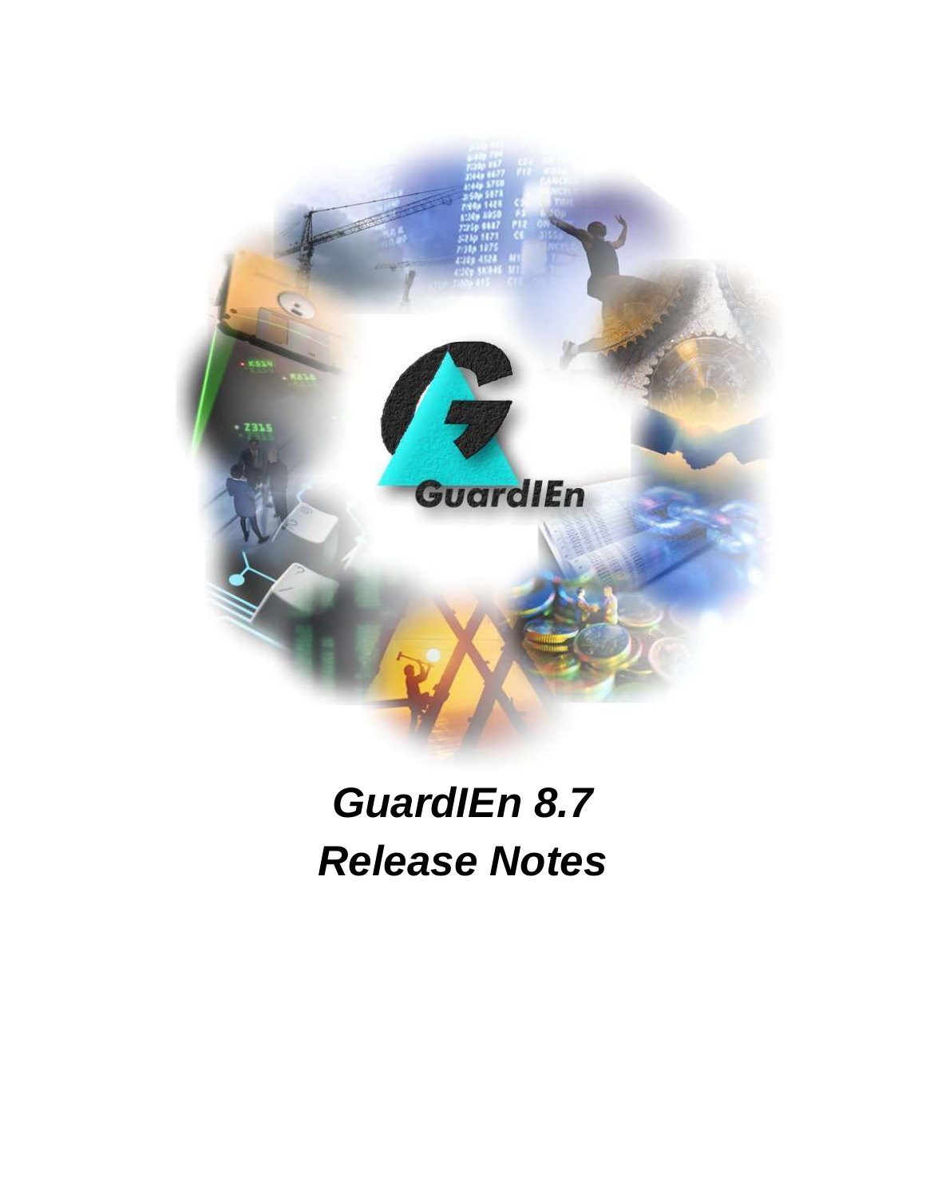# *GuardIEn 8.7*

# *Release Notes*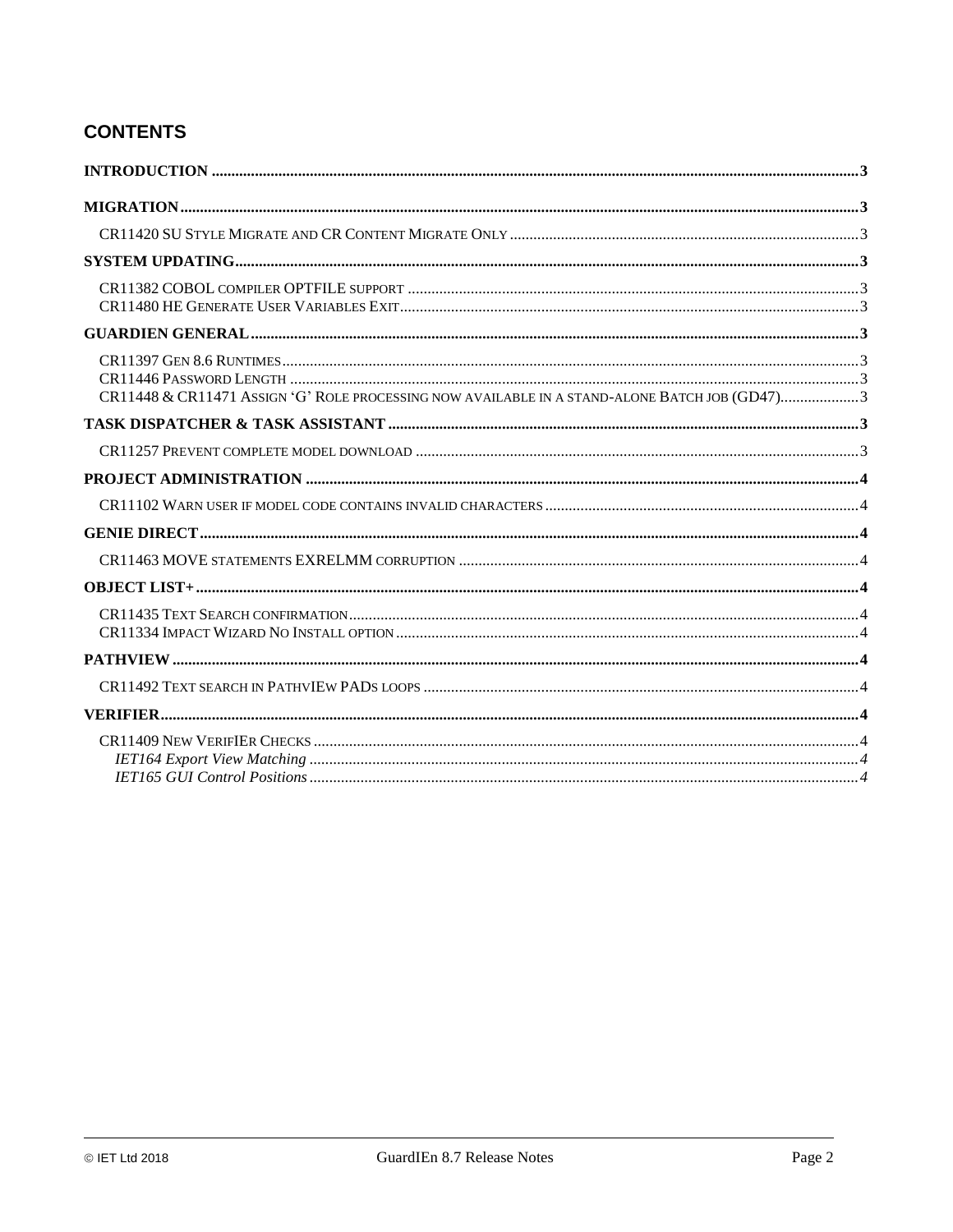## CONTENTS

**INTRODUCTION** .......... **3**

**MIGRATION** .......... **3**

CR11420 SU Style Migrate and CR Content Migrate Only .......... 3

**SYSTEM UPDATING** .......... **3**

CR11382 COBOL compiler OPTFILE support .......... 3
CR11480 HE Generate User Variables Exit .......... 3

**GUARDIEN GENERAL** .......... **3**

CR11397 Gen 8.6 Runtimes .......... 3
CR11446 Password Length .......... 3
CR11448 & CR11471 Assign 'G' Role processing now available in a stand-alone Batch job (GD47) .......... 3

**TASK DISPATCHER & TASK ASSISTANT** .......... **3**

CR11257 Prevent complete model download .......... 3

**PROJECT ADMINISTRATION** .......... **4**

CR11102 Warn user if model code contains invalid characters .......... 4

**GENIE DIRECT** .......... **4**

CR11463 MOVE statements EXRELMM corruption .......... 4

**OBJECT LIST+** .......... **4**

CR11435 Text Search confirmation .......... 4
CR11334 Impact Wizard No Install option .......... 4

**PATHVIEW** .......... **4**

CR11492 Text search in PathVIEw PADs loops .......... 4

**VERIFIER** .......... **4**

CR11409 New VerifIEr Checks .......... 4
*IET164 Export View Matching* .......... *4*
*IET165 GUI Control Positions* .......... *4*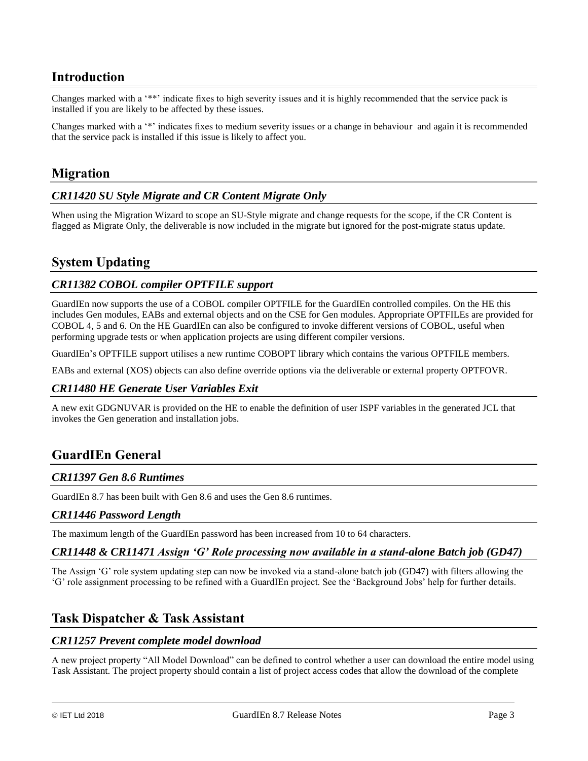## Introduction

Changes marked with a '**' indicate fixes to high severity issues and it is highly recommended that the service pack is installed if you are likely to be affected by these issues.

Changes marked with a '*' indicates fixes to medium severity issues or a change in behaviour and again it is recommended that the service pack is installed if this issue is likely to affect you.

## Migration

### *CR11420 SU Style Migrate and CR Content Migrate Only*

When using the Migration Wizard to scope an SU-Style migrate and change requests for the scope, if the CR Content is flagged as Migrate Only, the deliverable is now included in the migrate but ignored for the post-migrate status update.

## System Updating

### *CR11382 COBOL compiler OPTFILE support*

GuardIEn now supports the use of a COBOL compiler OPTFILE for the GuardIEn controlled compiles. On the HE this includes Gen modules, EABs and external objects and on the CSE for Gen modules. Appropriate OPTFILEs are provided for COBOL 4, 5 and 6. On the HE GuardIEn can also be configured to invoke different versions of COBOL, useful when performing upgrade tests or when application projects are using different compiler versions.

GuardIEn's OPTFILE support utilises a new runtime COBOPT library which contains the various OPTFILE members.

EABs and external (XOS) objects can also define override options via the deliverable or external property OPTFOVR.

### *CR11480 HE Generate User Variables Exit*

A new exit GDGNUVAR is provided on the HE to enable the definition of user ISPF variables in the generated JCL that invokes the Gen generation and installation jobs.

## GuardIEn General

### *CR11397 Gen 8.6 Runtimes*

GuardIEn 8.7 has been built with Gen 8.6 and uses the Gen 8.6 runtimes.

### *CR11446 Password Length*

The maximum length of the GuardIEn password has been increased from 10 to 64 characters.

### *CR11448 & CR11471 Assign 'G' Role processing now available in a stand-alone Batch job (GD47)*

The Assign 'G' role system updating step can now be invoked via a stand-alone batch job (GD47) with filters allowing the 'G' role assignment processing to be refined with a GuardIEn project. See the 'Background Jobs' help for further details.

## Task Dispatcher & Task Assistant

### *CR11257 Prevent complete model download*

A new project property "All Model Download" can be defined to control whether a user can download the entire model using Task Assistant. The project property should contain a list of project access codes that allow the download of the complete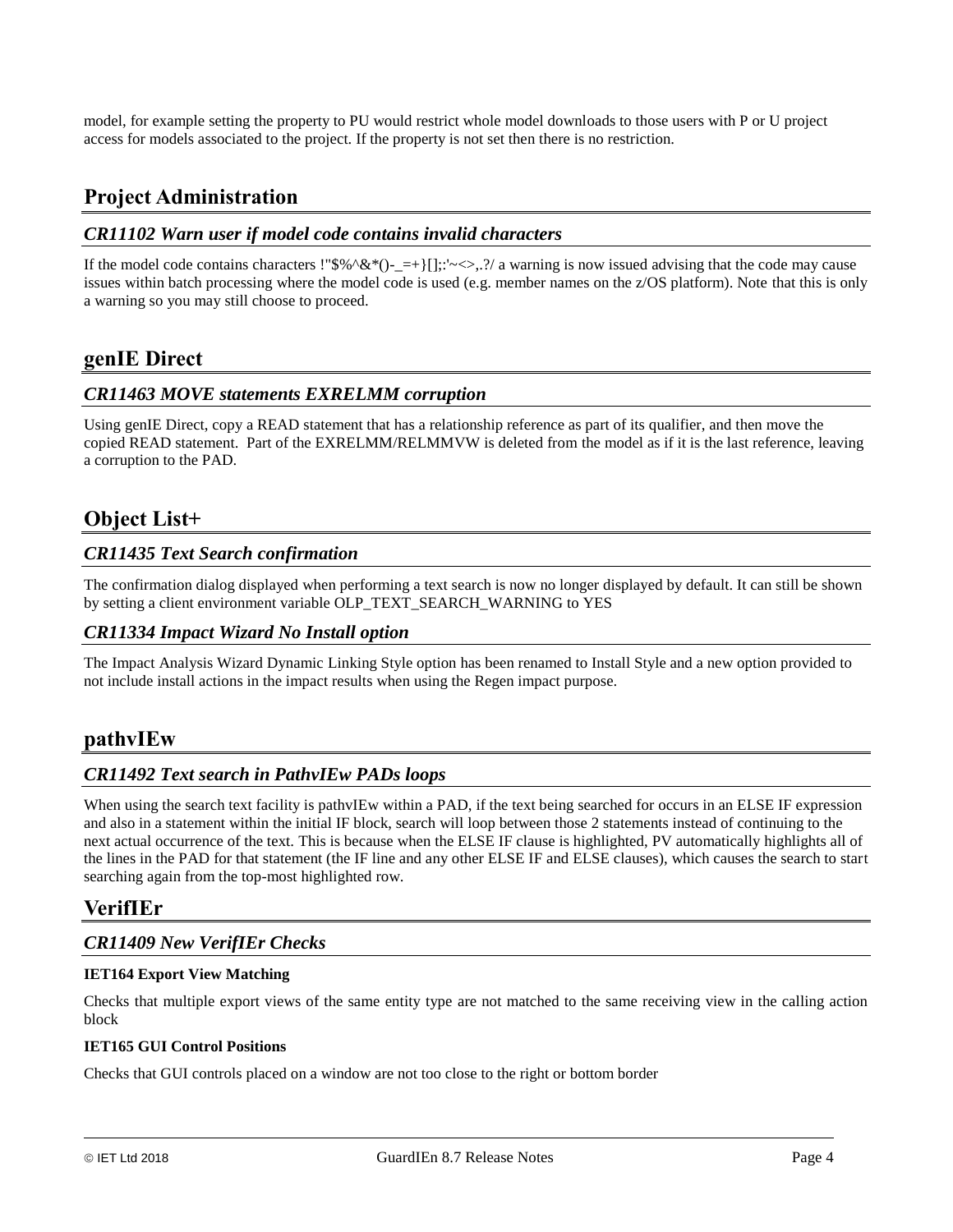model, for example setting the property to PU would restrict whole model downloads to those users with P or U project access for models associated to the project. If the property is not set then there is no restriction.

## Project Administration

### *CR11102 Warn user if model code contains invalid characters*

If the model code contains characters !"$%^&*()-_=+}[];:'~<>,.?/ a warning is now issued advising that the code may cause issues within batch processing where the model code is used (e.g. member names on the z/OS platform). Note that this is only a warning so you may still choose to proceed.

## genIE Direct

### *CR11463 MOVE statements EXRELMM corruption*

Using genIE Direct, copy a READ statement that has a relationship reference as part of its qualifier, and then move the copied READ statement.  Part of the EXRELMM/RELMMVW is deleted from the model as if it is the last reference, leaving a corruption to the PAD.

## Object List+

### *CR11435 Text Search confirmation*

The confirmation dialog displayed when performing a text search is now no longer displayed by default. It can still be shown by setting a client environment variable OLP_TEXT_SEARCH_WARNING to YES

### *CR11334 Impact Wizard No Install option*

The Impact Analysis Wizard Dynamic Linking Style option has been renamed to Install Style and a new option provided to not include install actions in the impact results when using the Regen impact purpose.

## pathvIEw

### *CR11492 Text search in PathvIEw PADs loops*

When using the search text facility is pathvIEw within a PAD, if the text being searched for occurs in an ELSE IF expression and also in a statement within the initial IF block, search will loop between those 2 statements instead of continuing to the next actual occurrence of the text. This is because when the ELSE IF clause is highlighted, PV automatically highlights all of the lines in the PAD for that statement (the IF line and any other ELSE IF and ELSE clauses), which causes the search to start searching again from the top-most highlighted row.

## VerifIEr

### *CR11409 New VerifIEr Checks*

**IET164 Export View Matching**

Checks that multiple export views of the same entity type are not matched to the same receiving view in the calling action block

**IET165 GUI Control Positions**

Checks that GUI controls placed on a window are not too close to the right or bottom border